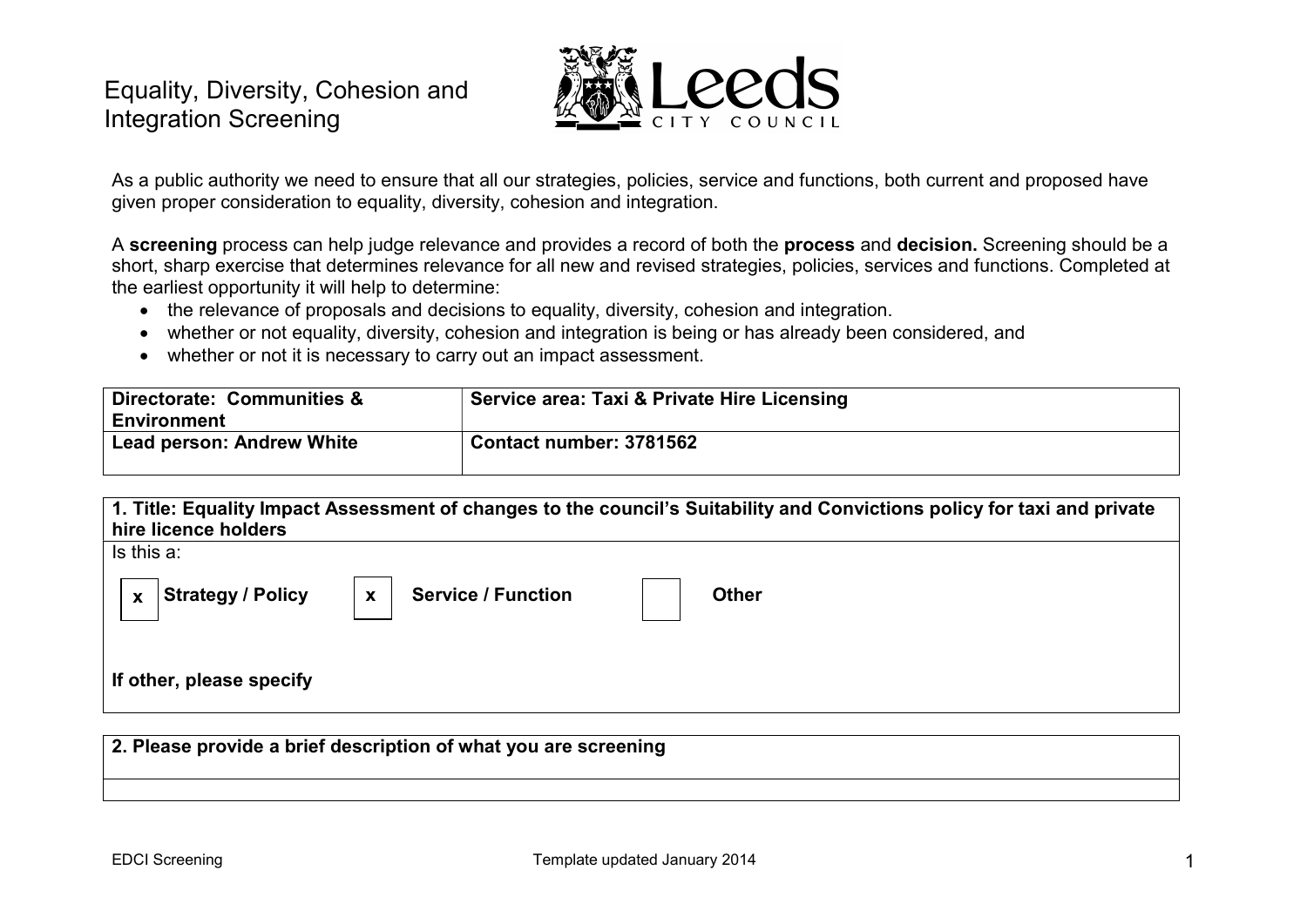# Equality, Diversity, Cohesion and Integration Screening

As a public authority we need to ensure that all our strategies, policies, service and functions, both current and proposed have given proper consideration to equality, diversity, cohesion and integration.

A **screening** process can help judge relevance and provides a record of both the **process** and **decision.** Screening should be a short, sharp exercise that determines relevance for all new and revised strategies, policies, services and functions. Completed at the earliest opportunity it will help to determine:

- the relevance of proposals and decisions to equality, diversity, cohesion and integration.
- whether or not equality, diversity, cohesion and integration is being or has already been considered, and
- whether or not it is necessary to carry out an impact assessment.

| **Directorate: Communities & Environment** | **Service area: Taxi & Private Hire Licensing** |
|---|---|
| **Lead person: Andrew White** | **Contact number: 3781562** |

**1. Title: Equality Impact Assessment of changes to the council's Suitability and Convictions policy for taxi and private hire licence holders**

Is this a:

| x | **Strategy / Policy** | x | **Service / Function** | | **Other** |
|---|---|---|---|---|---|

**If other, please specify**

**2. Please provide a brief description of what you are screening**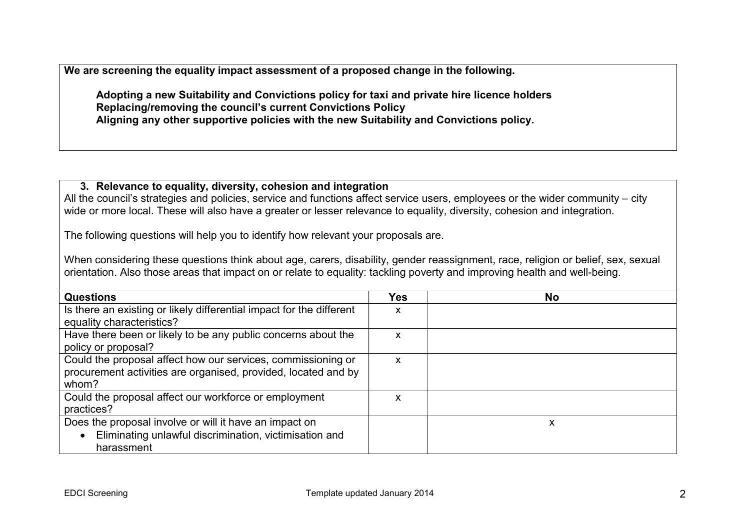**We are screening the equality impact assessment of a proposed change in the following.**

**Adopting a new Suitability and Convictions policy for taxi and private hire licence holders**
**Replacing/removing the council's current Convictions Policy**
**Aligning any other supportive policies with the new Suitability and Convictions policy.**

### 3. Relevance to equality, diversity, cohesion and integration

All the council's strategies and policies, service and functions affect service users, employees or the wider community – city wide or more local. These will also have a greater or lesser relevance to equality, diversity, cohesion and integration.

The following questions will help you to identify how relevant your proposals are.

When considering these questions think about age, carers, disability, gender reassignment, race, religion or belief, sex, sexual orientation. Also those areas that impact on or relate to equality: tackling poverty and improving health and well-being.

| Questions | Yes | No |
|---|---|---|
| Is there an existing or likely differential impact for the different equality characteristics? | x | |
| Have there been or likely to be any public concerns about the policy or proposal? | x | |
| Could the proposal affect how our services, commissioning or procurement activities are organised, provided, located and by whom? | x | |
| Could the proposal affect our workforce or employment practices? | x | |
| Does the proposal involve or will it have an impact on<br>• Eliminating unlawful discrimination, victimisation and harassment | | x |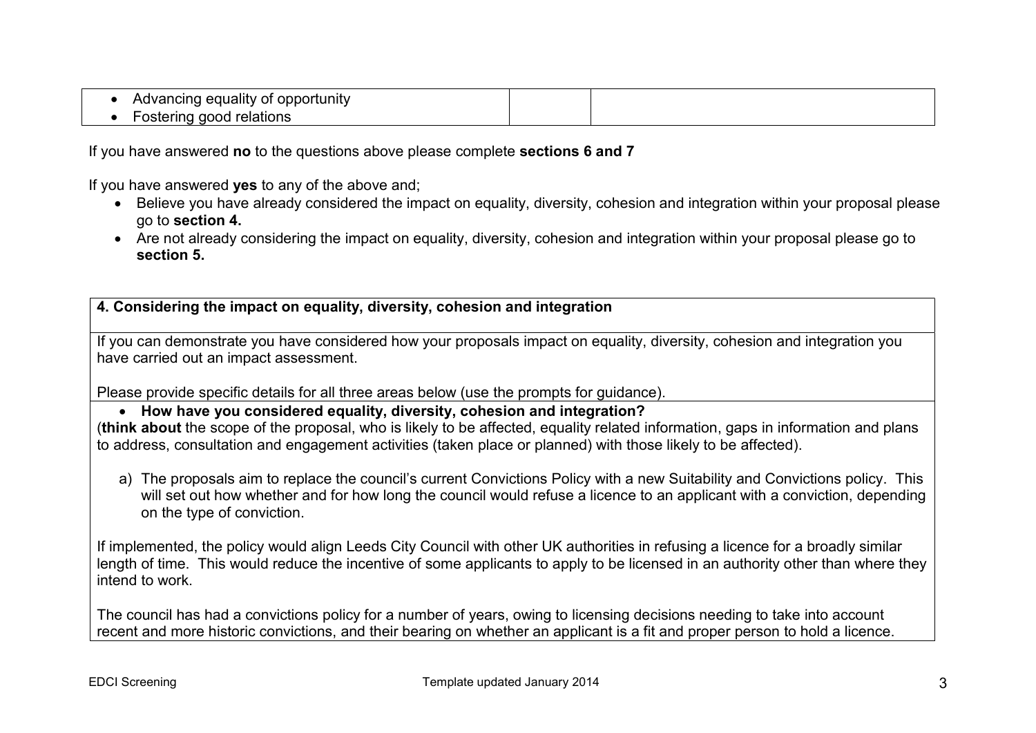| | | |
|---|---|---|
| • Advancing equality of opportunity<br>• Fostering good relations | | |

If you have answered **no** to the questions above please complete **sections 6 and 7**

If you have answered **yes** to any of the above and;

- Believe you have already considered the impact on equality, diversity, cohesion and integration within your proposal please go to **section 4.**
- Are not already considering the impact on equality, diversity, cohesion and integration within your proposal please go to **section 5.**

| **4. Considering the impact on equality, diversity, cohesion and integration** |
|---|
| If you can demonstrate you have considered how your proposals impact on equality, diversity, cohesion and integration you have carried out an impact assessment.<br><br>Please provide specific details for all three areas below (use the prompts for guidance). |
| • **How have you considered equality, diversity, cohesion and integration?**<br>(**think about** the scope of the proposal, who is likely to be affected, equality related information, gaps in information and plans to address, consultation and engagement activities (taken place or planned) with those likely to be affected).<br><br>a) The proposals aim to replace the council's current Convictions Policy with a new Suitability and Convictions policy. This will set out how whether and for how long the council would refuse a licence to an applicant with a conviction, depending on the type of conviction.<br><br>If implemented, the policy would align Leeds City Council with other UK authorities in refusing a licence for a broadly similar length of time. This would reduce the incentive of some applicants to apply to be licensed in an authority other than where they intend to work.<br><br>The council has had a convictions policy for a number of years, owing to licensing decisions needing to take into account recent and more historic convictions, and their bearing on whether an applicant is a fit and proper person to hold a licence. |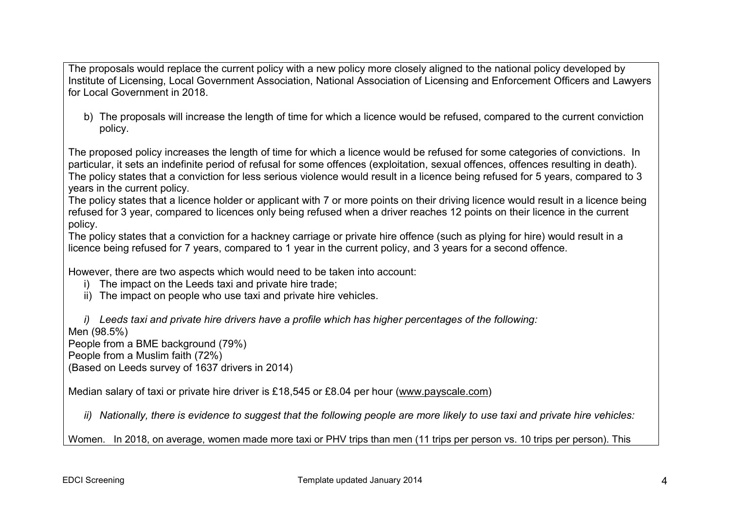The proposals would replace the current policy with a new policy more closely aligned to the national policy developed by Institute of Licensing, Local Government Association, National Association of Licensing and Enforcement Officers and Lawyers for Local Government in 2018.

b) The proposals will increase the length of time for which a licence would be refused, compared to the current conviction policy.

The proposed policy increases the length of time for which a licence would be refused for some categories of convictions. In particular, it sets an indefinite period of refusal for some offences (exploitation, sexual offences, offences resulting in death).
The policy states that a conviction for less serious violence would result in a licence being refused for 5 years, compared to 3 years in the current policy.
The policy states that a licence holder or applicant with 7 or more points on their driving licence would result in a licence being refused for 3 year, compared to licences only being refused when a driver reaches 12 points on their licence in the current policy.
The policy states that a conviction for a hackney carriage or private hire offence (such as plying for hire) would result in a licence being refused for 7 years, compared to 1 year in the current policy, and 3 years for a second offence.

However, there are two aspects which would need to be taken into account:

i) The impact on the Leeds taxi and private hire trade;
ii) The impact on people who use taxi and private hire vehicles.

*i) Leeds taxi and private hire drivers have a profile which has higher percentages of the following:*

Men (98.5%)
People from a BME background (79%)
People from a Muslim faith (72%)
(Based on Leeds survey of 1637 drivers in 2014)

Median salary of taxi or private hire driver is £18,545 or £8.04 per hour (www.payscale.com)

*ii) Nationally, there is evidence to suggest that the following people are more likely to use taxi and private hire vehicles:*

Women. In 2018, on average, women made more taxi or PHV trips than men (11 trips per person vs. 10 trips per person). This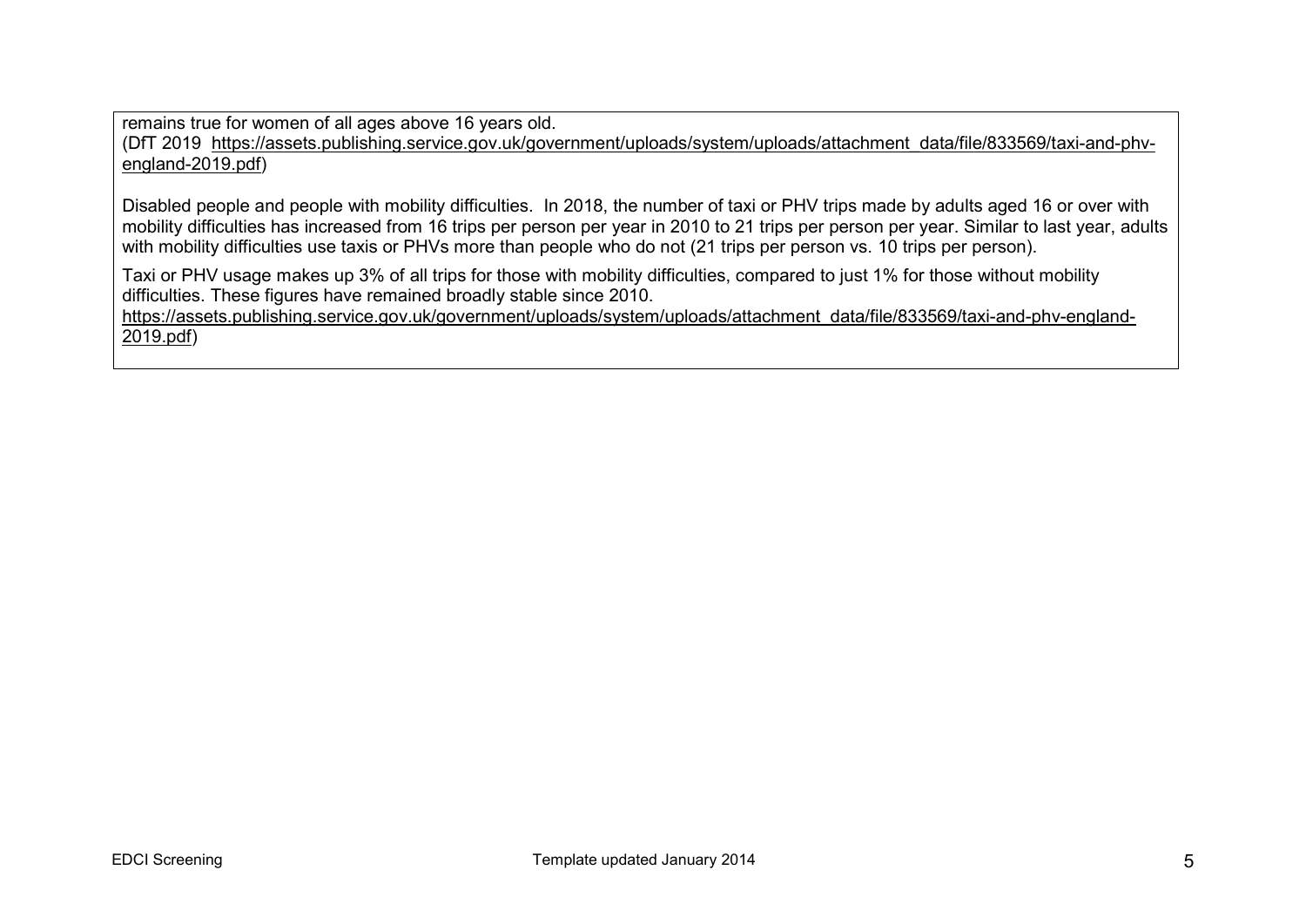remains true for women of all ages above 16 years old.
(DfT 2019 https://assets.publishing.service.gov.uk/government/uploads/system/uploads/attachment_data/file/833569/taxi-and-phv-england-2019.pdf)

Disabled people and people with mobility difficulties. In 2018, the number of taxi or PHV trips made by adults aged 16 or over with mobility difficulties has increased from 16 trips per person per year in 2010 to 21 trips per person per year. Similar to last year, adults with mobility difficulties use taxis or PHVs more than people who do not (21 trips per person vs. 10 trips per person).

Taxi or PHV usage makes up 3% of all trips for those with mobility difficulties, compared to just 1% for those without mobility difficulties. These figures have remained broadly stable since 2010.
https://assets.publishing.service.gov.uk/government/uploads/system/uploads/attachment_data/file/833569/taxi-and-phv-england-2019.pdf)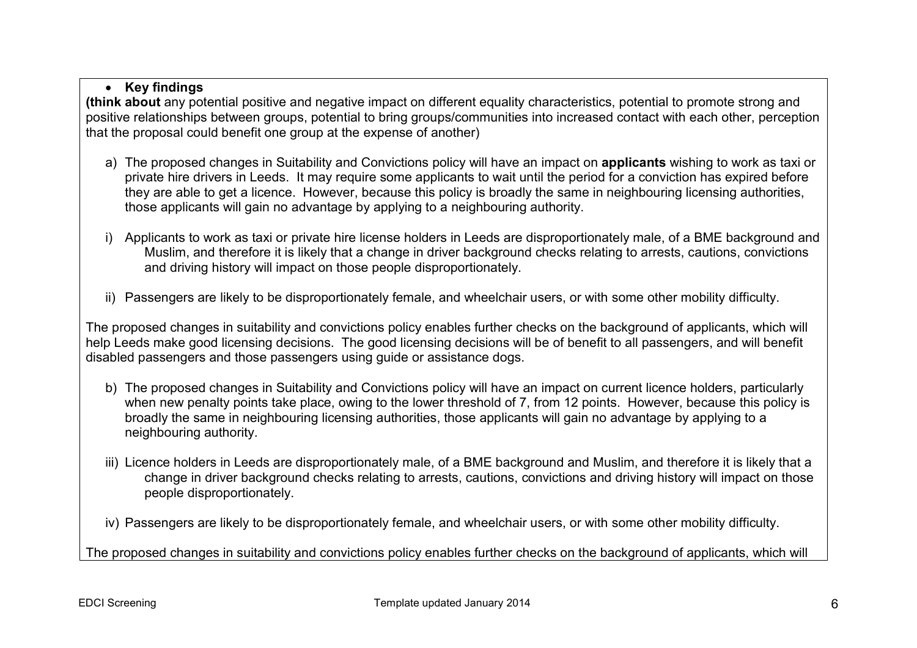- **Key findings**

**(think about** any potential positive and negative impact on different equality characteristics, potential to promote strong and positive relationships between groups, potential to bring groups/communities into increased contact with each other, perception that the proposal could benefit one group at the expense of another)

a) The proposed changes in Suitability and Convictions policy will have an impact on **applicants** wishing to work as taxi or private hire drivers in Leeds. It may require some applicants to wait until the period for a conviction has expired before they are able to get a licence. However, because this policy is broadly the same in neighbouring licensing authorities, those applicants will gain no advantage by applying to a neighbouring authority.

i) Applicants to work as taxi or private hire license holders in Leeds are disproportionately male, of a BME background and Muslim, and therefore it is likely that a change in driver background checks relating to arrests, cautions, convictions and driving history will impact on those people disproportionately.

ii) Passengers are likely to be disproportionately female, and wheelchair users, or with some other mobility difficulty.

The proposed changes in suitability and convictions policy enables further checks on the background of applicants, which will help Leeds make good licensing decisions. The good licensing decisions will be of benefit to all passengers, and will benefit disabled passengers and those passengers using guide or assistance dogs.

b) The proposed changes in Suitability and Convictions policy will have an impact on current licence holders, particularly when new penalty points take place, owing to the lower threshold of 7, from 12 points. However, because this policy is broadly the same in neighbouring licensing authorities, those applicants will gain no advantage by applying to a neighbouring authority.

iii) Licence holders in Leeds are disproportionately male, of a BME background and Muslim, and therefore it is likely that a change in driver background checks relating to arrests, cautions, convictions and driving history will impact on those people disproportionately.

iv) Passengers are likely to be disproportionately female, and wheelchair users, or with some other mobility difficulty.

The proposed changes in suitability and convictions policy enables further checks on the background of applicants, which will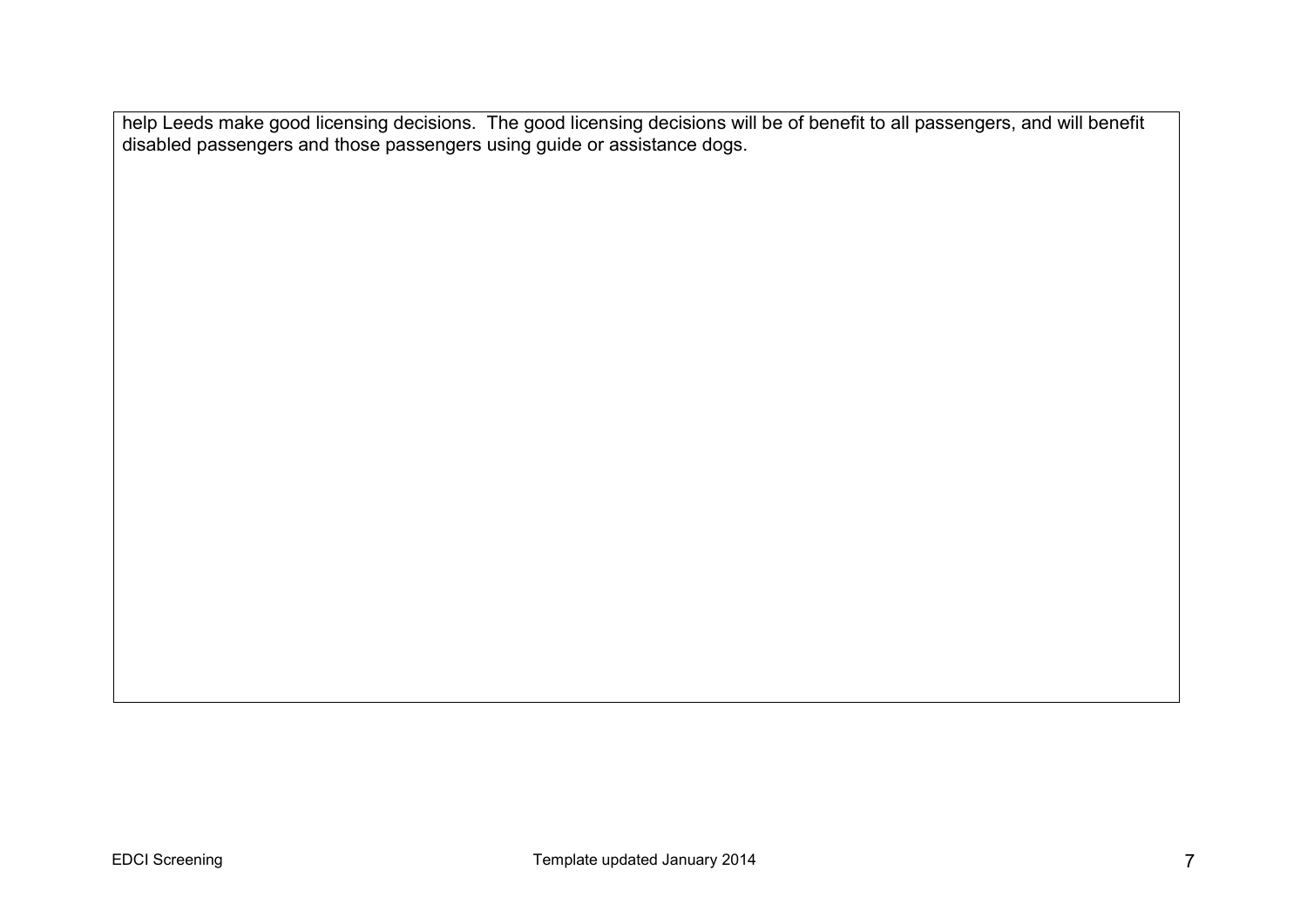help Leeds make good licensing decisions. The good licensing decisions will be of benefit to all passengers, and will benefit disabled passengers and those passengers using guide or assistance dogs.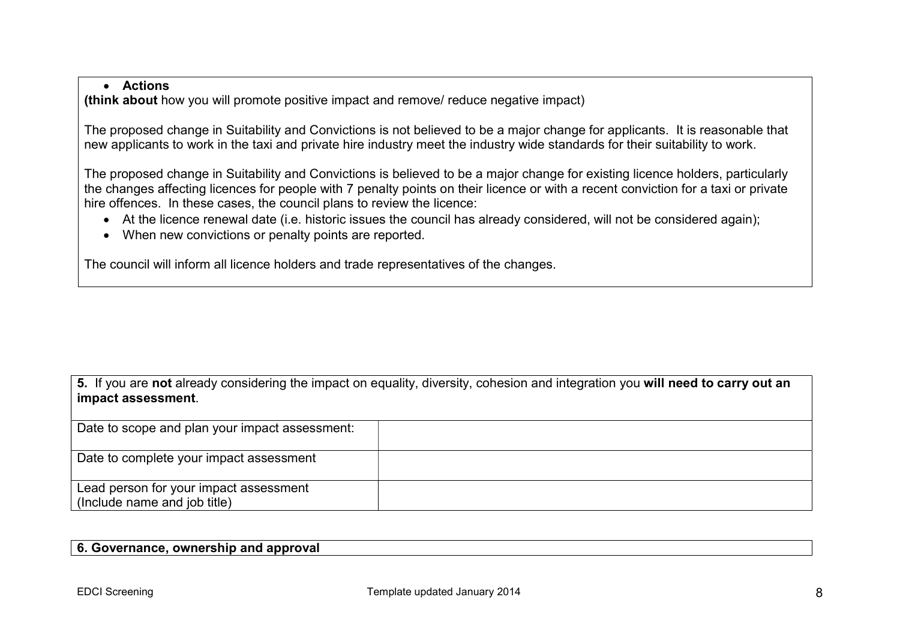- **Actions**

**(think about** how you will promote positive impact and remove/ reduce negative impact)

The proposed change in Suitability and Convictions is not believed to be a major change for applicants. It is reasonable that new applicants to work in the taxi and private hire industry meet the industry wide standards for their suitability to work.

The proposed change in Suitability and Convictions is believed to be a major change for existing licence holders, particularly the changes affecting licences for people with 7 penalty points on their licence or with a recent conviction for a taxi or private hire offences. In these cases, the council plans to review the licence:

- At the licence renewal date (i.e. historic issues the council has already considered, will not be considered again);
- When new convictions or penalty points are reported.

The council will inform all licence holders and trade representatives of the changes.

| **5.** If you are **not** already considering the impact on equality, diversity, cohesion and integration you **will need to carry out an impact assessment**. | |
|---|---|
| Date to scope and plan your impact assessment: | |
| Date to complete your impact assessment | |
| Lead person for your impact assessment (Include name and job title) | |

**6. Governance, ownership and approval**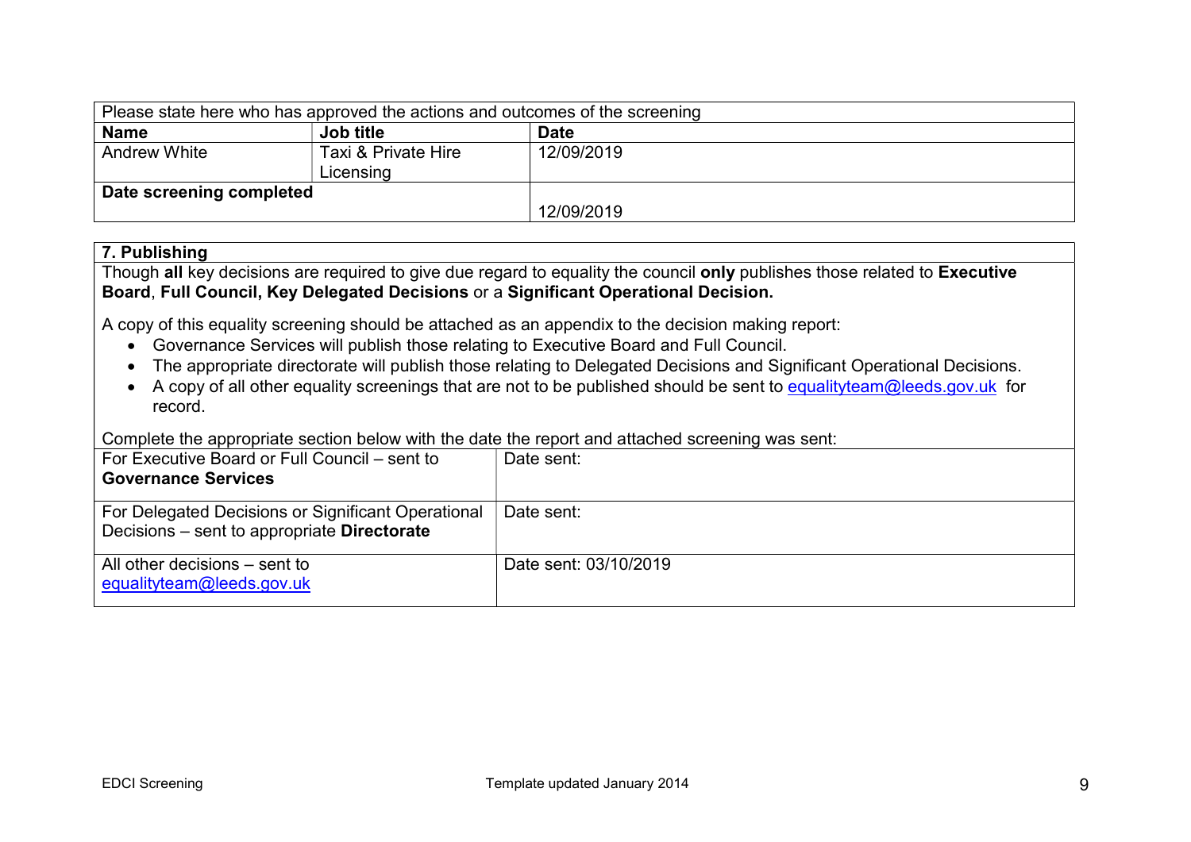| Please state here who has approved the actions and outcomes of the screening | | |
|---|---|---|
| **Name** | **Job title** | **Date** |
| Andrew White | Taxi & Private Hire Licensing | 12/09/2019 |
| **Date screening completed** | | 12/09/2019 |

## 7. Publishing

Though **all** key decisions are required to give due regard to equality the council **only** publishes those related to **Executive Board**, **Full Council, Key Delegated Decisions** or a **Significant Operational Decision.**

A copy of this equality screening should be attached as an appendix to the decision making report:

- Governance Services will publish those relating to Executive Board and Full Council.
- The appropriate directorate will publish those relating to Delegated Decisions and Significant Operational Decisions.
- A copy of all other equality screenings that are not to be published should be sent to equalityteam@leeds.gov.uk for record.

Complete the appropriate section below with the date the report and attached screening was sent:

| | |
|---|---|
| For Executive Board or Full Council – sent to **Governance Services** | Date sent: |
| For Delegated Decisions or Significant Operational Decisions – sent to appropriate **Directorate** | Date sent: |
| All other decisions – sent to equalityteam@leeds.gov.uk | Date sent: 03/10/2019 |